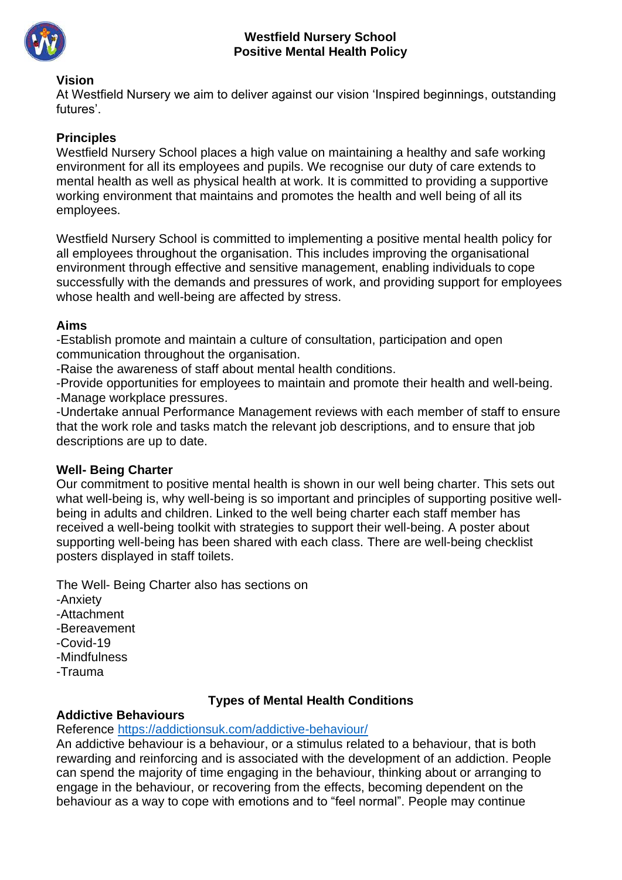# Westfield Nursery School
# Positive Mental Health Policy

## Vision

At Westfield Nursery we aim to deliver against our vision 'Inspired beginnings, outstanding futures'.

## Principles

Westfield Nursery School places a high value on maintaining a healthy and safe working environment for all its employees and pupils. We recognise our duty of care extends to mental health as well as physical health at work. It is committed to providing a supportive working environment that maintains and promotes the health and well being of all its employees.

Westfield Nursery School is committed to implementing a positive mental health policy for all employees throughout the organisation. This includes improving the organisational environment through effective and sensitive management, enabling individuals to cope successfully with the demands and pressures of work, and providing support for employees whose health and well-being are affected by stress.

## Aims

-Establish promote and maintain a culture of consultation, participation and open communication throughout the organisation.  
-Raise the awareness of staff about mental health conditions.  
-Provide opportunities for employees to maintain and promote their health and well-being.  
-Manage workplace pressures.  
-Undertake annual Performance Management reviews with each member of staff to ensure that the work role and tasks match the relevant job descriptions, and to ensure that job descriptions are up to date.

## Well- Being Charter

Our commitment to positive mental health is shown in our well being charter. This sets out what well-being is, why well-being is so important and principles of supporting positive well-being in adults and children. Linked to the well being charter each staff member has received a well-being toolkit with strategies to support their well-being. A poster about supporting well-being has been shared with each class. There are well-being checklist posters displayed in staff toilets.

The Well- Being Charter also has sections on  
-Anxiety  
-Attachment  
-Bereavement  
-Covid-19  
-Mindfulness  
-Trauma

## Types of Mental Health Conditions

### Addictive Behaviours

Reference https://addictionsuk.com/addictive-behaviour/

An addictive behaviour is a behaviour, or a stimulus related to a behaviour, that is both rewarding and reinforcing and is associated with the development of an addiction. People can spend the majority of time engaging in the behaviour, thinking about or arranging to engage in the behaviour, or recovering from the effects, becoming dependent on the behaviour as a way to cope with emotions and to "feel normal". People may continue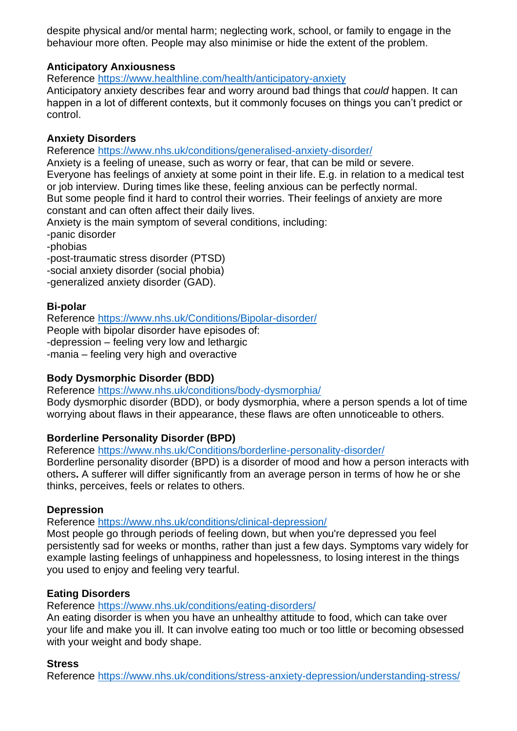despite physical and/or mental harm; neglecting work, school, or family to engage in the behaviour more often. People may also minimise or hide the extent of the problem.

**Anticipatory Anxiousness**

Reference [https://www.healthline.com/health/anticipatory-anxiety](https://www.healthline.com/health/anticipatory-anxiety)

Anticipatory anxiety describes fear and worry around bad things that *could* happen. It can happen in a lot of different contexts, but it commonly focuses on things you can't predict or control.

**Anxiety Disorders**

Reference [https://www.nhs.uk/conditions/generalised-anxiety-disorder/](https://www.nhs.uk/conditions/generalised-anxiety-disorder/)

Anxiety is a feeling of unease, such as worry or fear, that can be mild or severe. Everyone has feelings of anxiety at some point in their life. E.g. in relation to a medical test or job interview. During times like these, feeling anxious can be perfectly normal. But some people find it hard to control their worries. Their feelings of anxiety are more constant and can often affect their daily lives.

Anxiety is the main symptom of several conditions, including:

-panic disorder

-phobias

-post-traumatic stress disorder (PTSD)

-social anxiety disorder (social phobia)

-generalized anxiety disorder (GAD).

**Bi-polar**

Reference [https://www.nhs.uk/Conditions/Bipolar-disorder/](https://www.nhs.uk/Conditions/Bipolar-disorder/)

People with bipolar disorder have episodes of:

-depression – feeling very low and lethargic

-mania – feeling very high and overactive

**Body Dysmorphic Disorder (BDD)**

Reference [https://www.nhs.uk/conditions/body-dysmorphia/](https://www.nhs.uk/conditions/body-dysmorphia/)

Body dysmorphic disorder (BDD), or body dysmorphia, where a person spends a lot of time worrying about flaws in their appearance, these flaws are often unnoticeable to others.

**Borderline Personality Disorder (BPD)**

Reference [https://www.nhs.uk/Conditions/borderline-personality-disorder/](https://www.nhs.uk/Conditions/borderline-personality-disorder/)

Borderline personality disorder (BPD) is a disorder of mood and how a person interacts with others**.** A sufferer will differ significantly from an average person in terms of how he or she thinks, perceives, feels or relates to others.

**Depression**

Reference [https://www.nhs.uk/conditions/clinical-depression/](https://www.nhs.uk/conditions/clinical-depression/)

Most people go through periods of feeling down, but when you're depressed you feel persistently sad for weeks or months, rather than just a few days. Symptoms vary widely for example lasting feelings of unhappiness and hopelessness, to losing interest in the things you used to enjoy and feeling very tearful.

**Eating Disorders**

Reference [https://www.nhs.uk/conditions/eating-disorders/](https://www.nhs.uk/conditions/eating-disorders/)

An eating disorder is when you have an unhealthy attitude to food, which can take over your life and make you ill. It can involve eating too much or too little or becoming obsessed with your weight and body shape.

**Stress**

Reference [https://www.nhs.uk/conditions/stress-anxiety-depression/understanding-stress/](https://www.nhs.uk/conditions/stress-anxiety-depression/understanding-stress/)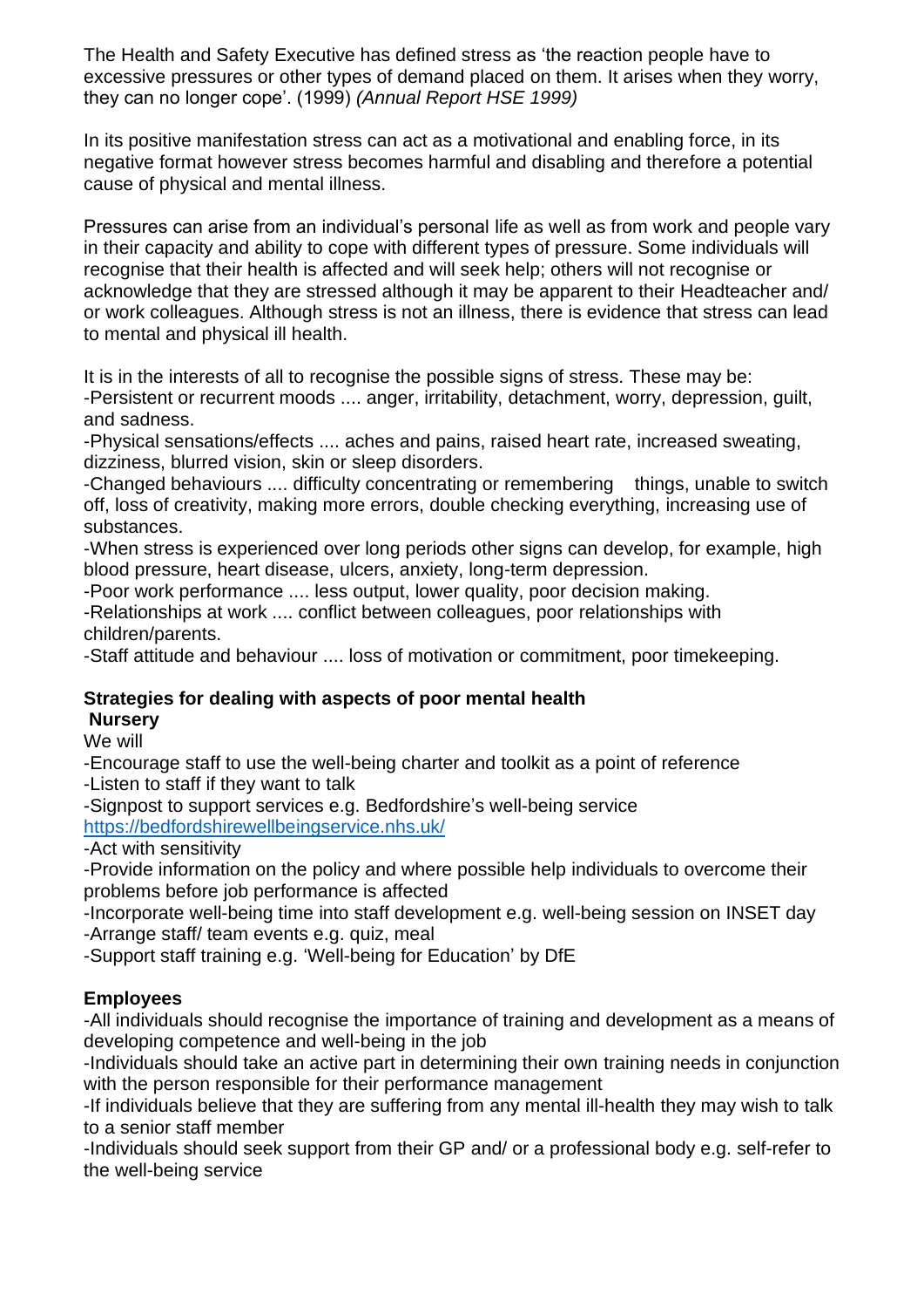The Health and Safety Executive has defined stress as 'the reaction people have to excessive pressures or other types of demand placed on them. It arises when they worry, they can no longer cope'. (1999) *(Annual Report HSE 1999)*

In its positive manifestation stress can act as a motivational and enabling force, in its negative format however stress becomes harmful and disabling and therefore a potential cause of physical and mental illness.

Pressures can arise from an individual's personal life as well as from work and people vary in their capacity and ability to cope with different types of pressure. Some individuals will recognise that their health is affected and will seek help; others will not recognise or acknowledge that they are stressed although it may be apparent to their Headteacher and/ or work colleagues. Although stress is not an illness, there is evidence that stress can lead to mental and physical ill health.

It is in the interests of all to recognise the possible signs of stress. These may be:

-Persistent or recurrent moods .... anger, irritability, detachment, worry, depression, guilt, and sadness.

-Physical sensations/effects .... aches and pains, raised heart rate, increased sweating, dizziness, blurred vision, skin or sleep disorders.

-Changed behaviours .... difficulty concentrating or remembering things, unable to switch off, loss of creativity, making more errors, double checking everything, increasing use of substances.

-When stress is experienced over long periods other signs can develop, for example, high blood pressure, heart disease, ulcers, anxiety, long-term depression.

-Poor work performance .... less output, lower quality, poor decision making.

-Relationships at work .... conflict between colleagues, poor relationships with children/parents.

-Staff attitude and behaviour .... loss of motivation or commitment, poor timekeeping.

**Strategies for dealing with aspects of poor mental health**

**Nursery**

We will

-Encourage staff to use the well-being charter and toolkit as a point of reference

-Listen to staff if they want to talk

-Signpost to support services e.g. Bedfordshire's well-being service https://bedfordshirewellbeingservice.nhs.uk/

-Act with sensitivity

-Provide information on the policy and where possible help individuals to overcome their problems before job performance is affected

-Incorporate well-being time into staff development e.g. well-being session on INSET day

-Arrange staff/ team events e.g. quiz, meal

-Support staff training e.g. 'Well-being for Education' by DfE

**Employees**

-All individuals should recognise the importance of training and development as a means of developing competence and well-being in the job

-Individuals should take an active part in determining their own training needs in conjunction with the person responsible for their performance management

-If individuals believe that they are suffering from any mental ill-health they may wish to talk to a senior staff member

-Individuals should seek support from their GP and/ or a professional body e.g. self-refer to the well-being service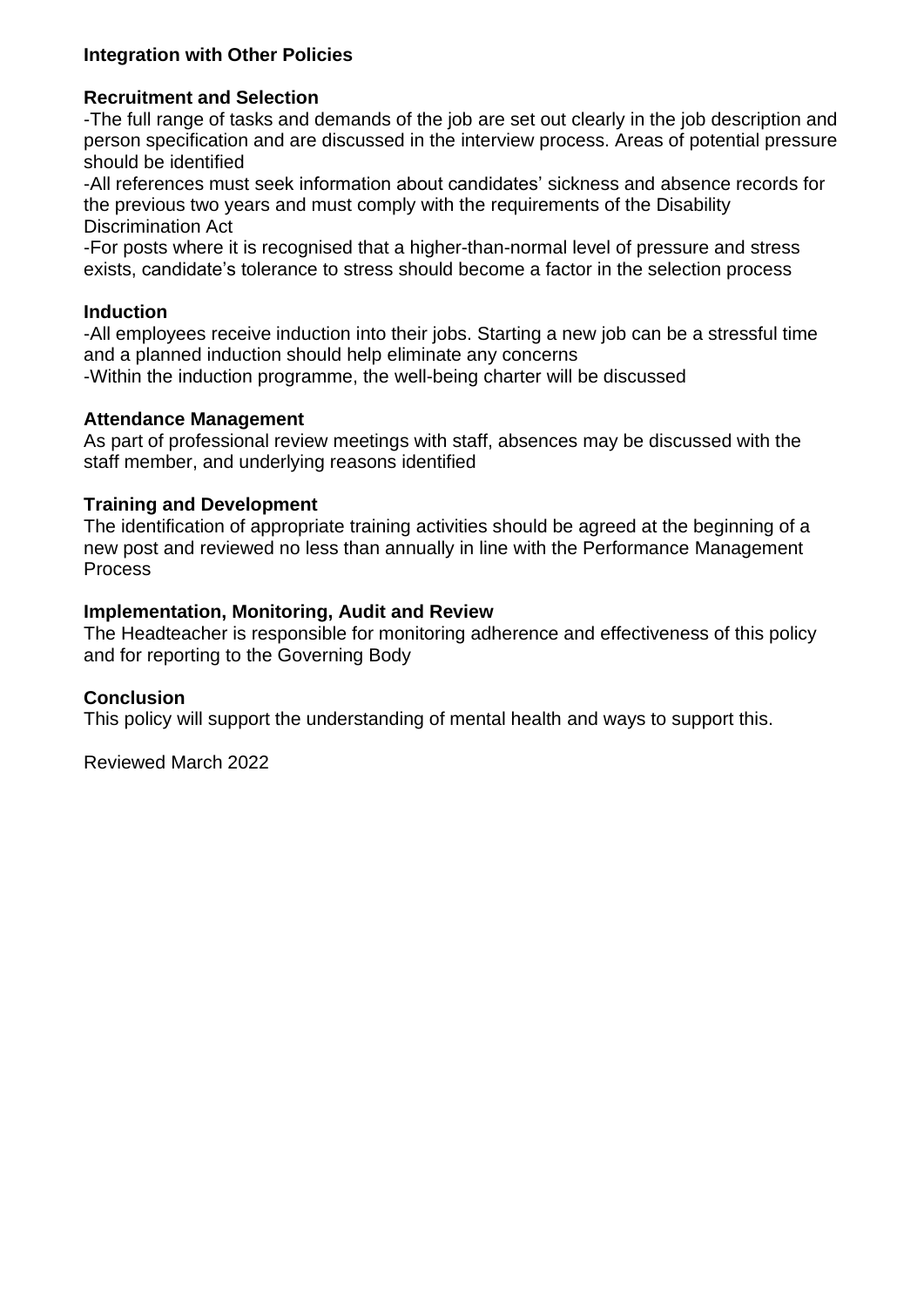## Integration with Other Policies

### Recruitment and Selection

-The full range of tasks and demands of the job are set out clearly in the job description and person specification and are discussed in the interview process. Areas of potential pressure should be identified

-All references must seek information about candidates' sickness and absence records for the previous two years and must comply with the requirements of the Disability Discrimination Act

-For posts where it is recognised that a higher-than-normal level of pressure and stress exists, candidate's tolerance to stress should become a factor in the selection process

### Induction

-All employees receive induction into their jobs. Starting a new job can be a stressful time and a planned induction should help eliminate any concerns

-Within the induction programme, the well-being charter will be discussed

### Attendance Management

As part of professional review meetings with staff, absences may be discussed with the staff member, and underlying reasons identified

### Training and Development

The identification of appropriate training activities should be agreed at the beginning of a new post and reviewed no less than annually in line with the Performance Management Process

### Implementation, Monitoring, Audit and Review

The Headteacher is responsible for monitoring adherence and effectiveness of this policy and for reporting to the Governing Body

### Conclusion

This policy will support the understanding of mental health and ways to support this.

Reviewed March 2022